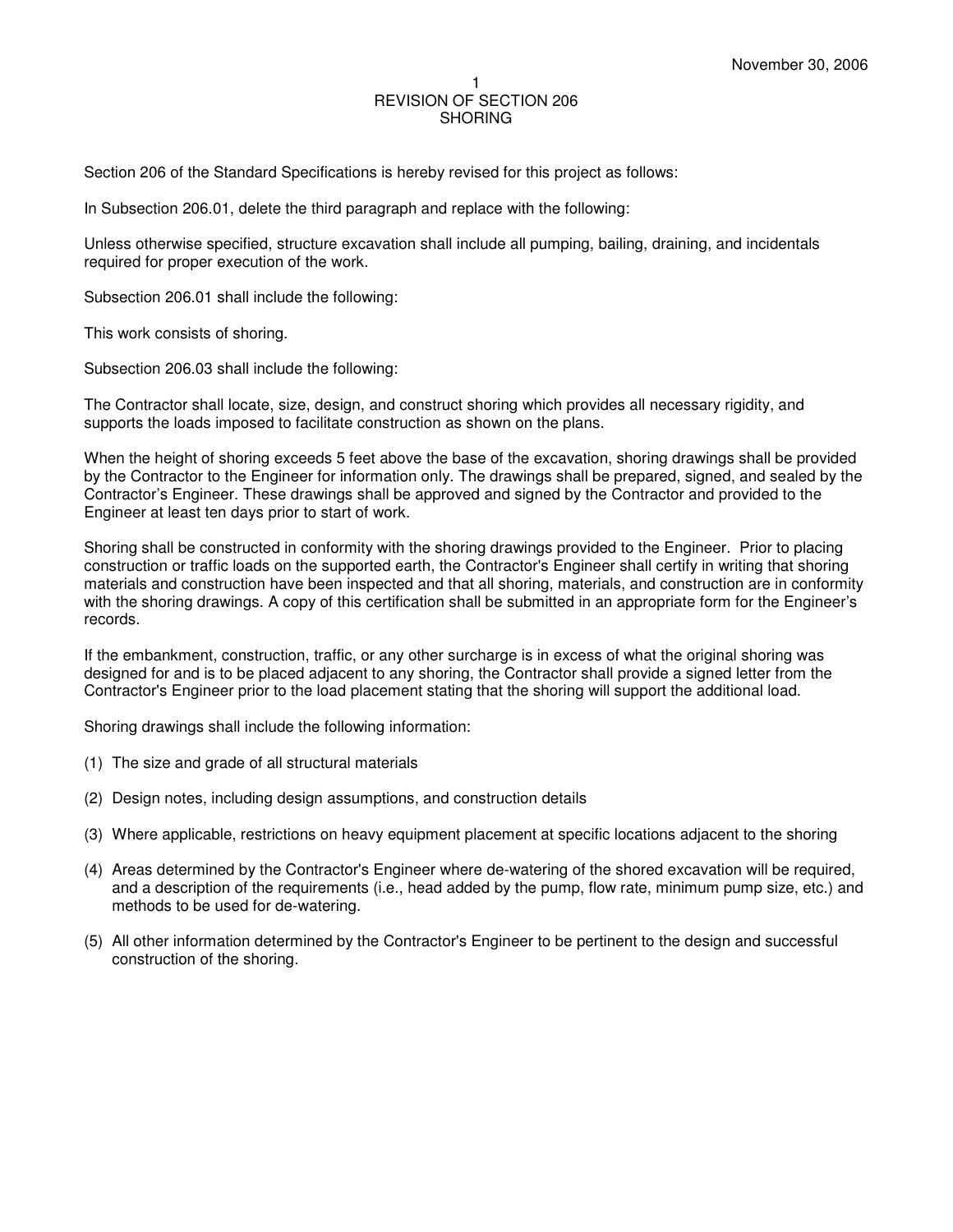November 30, 2006

# REVISION OF SECTION 206
# SHORING

Section 206 of the Standard Specifications is hereby revised for this project as follows:

In Subsection 206.01, delete the third paragraph and replace with the following:

Unless otherwise specified, structure excavation shall include all pumping, bailing, draining, and incidentals required for proper execution of the work.

Subsection 206.01 shall include the following:

This work consists of shoring.

Subsection 206.03 shall include the following:

The Contractor shall locate, size, design, and construct shoring which provides all necessary rigidity, and supports the loads imposed to facilitate construction as shown on the plans.

When the height of shoring exceeds 5 feet above the base of the excavation, shoring drawings shall be provided by the Contractor to the Engineer for information only. The drawings shall be prepared, signed, and sealed by the Contractor's Engineer. These drawings shall be approved and signed by the Contractor and provided to the Engineer at least ten days prior to start of work.

Shoring shall be constructed in conformity with the shoring drawings provided to the Engineer. Prior to placing construction or traffic loads on the supported earth, the Contractor's Engineer shall certify in writing that shoring materials and construction have been inspected and that all shoring, materials, and construction are in conformity with the shoring drawings. A copy of this certification shall be submitted in an appropriate form for the Engineer's records.

If the embankment, construction, traffic, or any other surcharge is in excess of what the original shoring was designed for and is to be placed adjacent to any shoring, the Contractor shall provide a signed letter from the Contractor's Engineer prior to the load placement stating that the shoring will support the additional load.

Shoring drawings shall include the following information:

(1) The size and grade of all structural materials

(2) Design notes, including design assumptions, and construction details

(3) Where applicable, restrictions on heavy equipment placement at specific locations adjacent to the shoring

(4) Areas determined by the Contractor's Engineer where de-watering of the shored excavation will be required, and a description of the requirements (i.e., head added by the pump, flow rate, minimum pump size, etc.) and methods to be used for de-watering.

(5) All other information determined by the Contractor's Engineer to be pertinent to the design and successful construction of the shoring.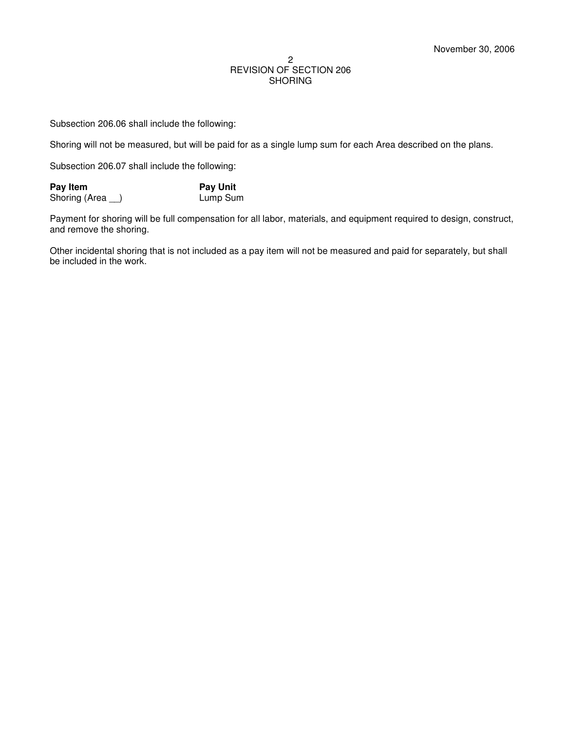Subsection 206.06 shall include the following:

Shoring will not be measured, but will be paid for as a single lump sum for each Area described on the plans.

Subsection 206.07 shall include the following:

| **Pay Item** | **Pay Unit** |
| --- | --- |
| Shoring (Area __) | Lump Sum |

Payment for shoring will be full compensation for all labor, materials, and equipment required to design, construct, and remove the shoring.

Other incidental shoring that is not included as a pay item will not be measured and paid for separately, but shall be included in the work.